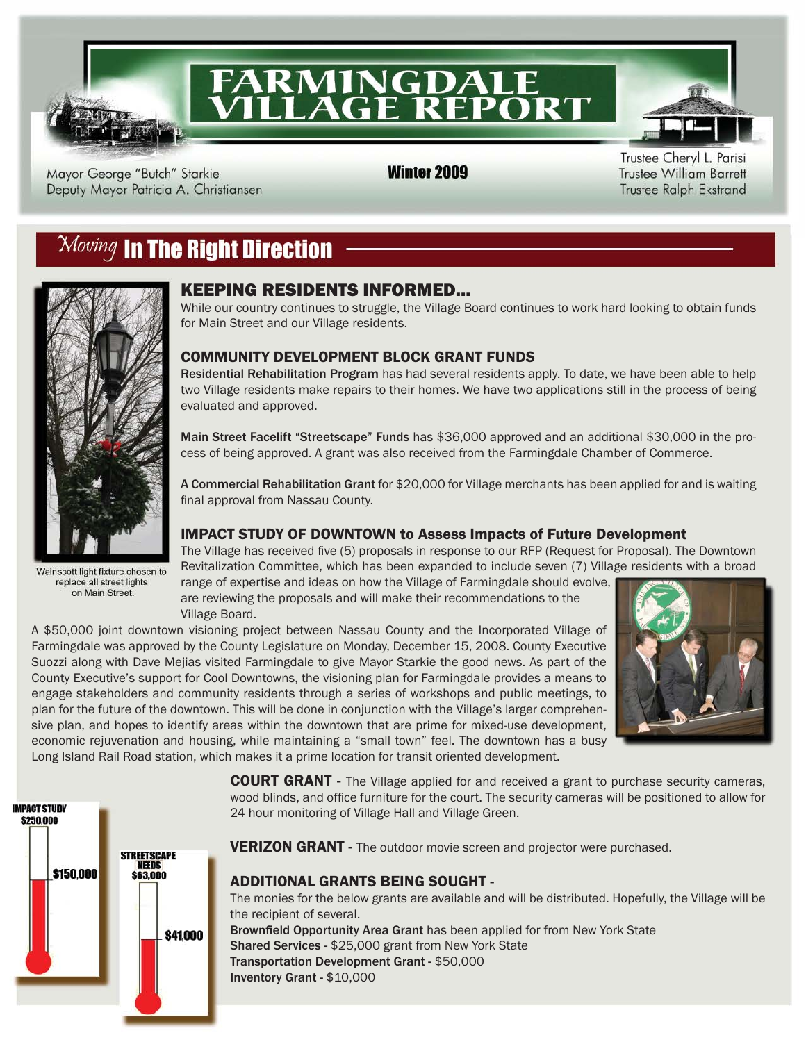# FARMINGDALE VILLAGE REPORT

Mayor George "Butch" Starkie
Deputy Mayor Patricia A. Christiansen

**Winter 2009**

Trustee Cheryl L. Parisi
Trustee William Barrett
Trustee Ralph Ekstrand

## *Moving* In The Right Direction

Wainscott light fixture chosen to replace all street lights on Main Street.

### KEEPING RESIDENTS INFORMED...

While our country continues to struggle, the Village Board continues to work hard looking to obtain funds for Main Street and our Village residents.

### COMMUNITY DEVELOPMENT BLOCK GRANT FUNDS

**Residential Rehabilitation Program** has had several residents apply. To date, we have been able to help two Village residents make repairs to their homes. We have two applications still in the process of being evaluated and approved.

**Main Street Facelift "Streetscape" Funds** has $36,000 approved and an additional $30,000 in the process of being approved. A grant was also received from the Farmingdale Chamber of Commerce.

**A Commercial Rehabilitation Grant** for $20,000 for Village merchants has been applied for and is waiting final approval from Nassau County.

### IMPACT STUDY OF DOWNTOWN to Assess Impacts of Future Development

The Village has received five (5) proposals in response to our RFP (Request for Proposal). The Downtown Revitalization Committee, which has been expanded to include seven (7) Village residents with a broad range of expertise and ideas on how the Village of Farmingdale should evolve, are reviewing the proposals and will make their recommendations to the Village Board.

A $50,000 joint downtown visioning project between Nassau County and the Incorporated Village of Farmingdale was approved by the County Legislature on Monday, December 15, 2008. County Executive Suozzi along with Dave Mejias visited Farmingdale to give Mayor Starkie the good news. As part of the County Executive's support for Cool Downtowns, the visioning plan for Farmingdale provides a means to engage stakeholders and community residents through a series of workshops and public meetings, to plan for the future of the downtown. This will be done in conjunction with the Village's larger comprehensive plan, and hopes to identify areas within the downtown that are prime for mixed-use development, economic rejuvenation and housing, while maintaining a "small town" feel. The downtown has a busy Long Island Rail Road station, which makes it a prime location for transit oriented development.

**IMPACT STUDY $250,000** — $150,000

**STREETSCAPE NEEDS $63,000** — $41,000

**COURT GRANT -** The Village applied for and received a grant to purchase security cameras, wood blinds, and office furniture for the court. The security cameras will be positioned to allow for 24 hour monitoring of Village Hall and Village Green.

**VERIZON GRANT -** The outdoor movie screen and projector were purchased.

### ADDITIONAL GRANTS BEING SOUGHT -

The monies for the below grants are available and will be distributed. Hopefully, the Village will be the recipient of several.

**Brownfield Opportunity Area Grant** has been applied for from New York State
**Shared Services -** $25,000 grant from New York State
**Transportation Development Grant -** $50,000
**Inventory Grant -** $10,000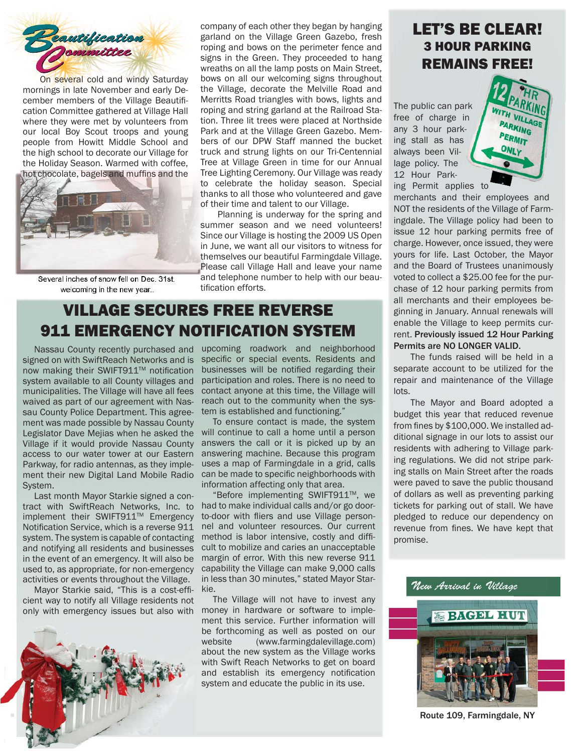## Beautification Committee

On several cold and windy Saturday mornings in late November and early December members of the Village Beautification Committee gathered at Village Hall where they were met by volunteers from our local Boy Scout troops and young people from Howitt Middle School and the high school to decorate our Village for the Holiday Season. Warmed with coffee, hot chocolate, bagels and muffins and the company of each other they began by hanging garland on the Village Green Gazebo, fresh roping and bows on the perimeter fence and signs in the Green. They proceeded to hang wreaths on all the lamp posts on Main Street, bows on all our welcoming signs throughout the Village, decorate the Melville Road and Merritts Road triangles with bows, lights and roping and string garland at the Railroad Station. Three lit trees were placed at Northside Park and at the Village Green Gazebo. Members of our DPW Staff manned the bucket truck and strung lights on our Tri-Centennial Tree at Village Green in time for our Annual Tree Lighting Ceremony. Our Village was ready to celebrate the holiday season. Special thanks to all those who volunteered and gave of their time and talent to our Village.

Several inches of snow fell on Dec. 31st. welcoming in the new year..

Planning is underway for the spring and summer season and we need volunteers! Since our Village is hosting the 2009 US Open in June, we want all our visitors to witness for themselves our beautiful Farmingdale Village. Please call Village Hall and leave your name and telephone number to help with our beautification efforts.

## VILLAGE SECURES FREE REVERSE 911 EMERGENCY NOTIFICATION SYSTEM

Nassau County recently purchased and signed on with SwiftReach Networks and is now making their SWIFT911™ notification system available to all County villages and municipalities. The Village will have all fees waived as part of our agreement with Nassau County Police Department. This agreement was made possible by Nassau County Legislator Dave Mejias when he asked the Village if it would provide Nassau County access to our water tower at our Eastern Parkway, for radio antennas, as they implement their new Digital Land Mobile Radio System.

Last month Mayor Starkie signed a contract with SwiftReach Networks, Inc. to implement their SWIFT911™ Emergency Notification Service, which is a reverse 911 system. The system is capable of contacting and notifying all residents and businesses in the event of an emergency. It will also be used to, as appropriate, for non-emergency activities or events throughout the Village.

Mayor Starkie said, "This is a cost-efficient way to notify all Village residents not only with emergency issues but also with upcoming roadwork and neighborhood specific or special events. Residents and businesses will be notified regarding their participation and roles. There is no need to contact anyone at this time, the Village will reach out to the community when the system is established and functioning."

To ensure contact is made, the system will continue to call a home until a person answers the call or it is picked up by an answering machine. Because this program uses a map of Farmingdale in a grid, calls can be made to specific neighborhoods with information affecting only that area.

"Before implementing SWIFT911™, we had to make individual calls and/or go door-to-door with fliers and use Village personnel and volunteer resources. Our current method is labor intensive, costly and difficult to mobilize and caries an unacceptable margin of error. With this new reverse 911 capability the Village can make 9,000 calls in less than 30 minutes," stated Mayor Starkie.

The Village will not have to invest any money in hardware or software to implement this service. Further information will be forthcoming as well as posted on our website (www.farmingdalevillage.com) about the new system as the Village works with Swift Reach Networks to get on board and establish its emergency notification system and educate the public in its use.

## LET'S BE CLEAR! 3 HOUR PARKING REMAINS FREE!

The public can park free of charge in any 3 hour parking stall as has always been Village policy. The 12 Hour Parking Permit applies to merchants and their employees and NOT the residents of the Village of Farmingdale. The Village policy had been to issue 12 hour parking permits free of charge. However, once issued, they were yours for life. Last October, the Mayor and the Board of Trustees unanimously voted to collect a $25.00 fee for the purchase of 12 hour parking permits from all merchants and their employees beginning in January. Annual renewals will enable the Village to keep permits current. **Previously issued 12 Hour Parking Permits are NO LONGER VALID.**

The funds raised will be held in a separate account to be utilized for the repair and maintenance of the Village lots.

The Mayor and Board adopted a budget this year that reduced revenue from fines by $100,000. We installed additional signage in our lots to assist our residents with adhering to Village parking regulations. We did not stripe parking stalls on Main Street after the roads were paved to save the public thousand of dollars as well as preventing parking tickets for parking out of stall. We have pledged to reduce our dependency on revenue from fines. We have kept that promise.

*New Arrival in Village*

Route 109, Farmingdale, NY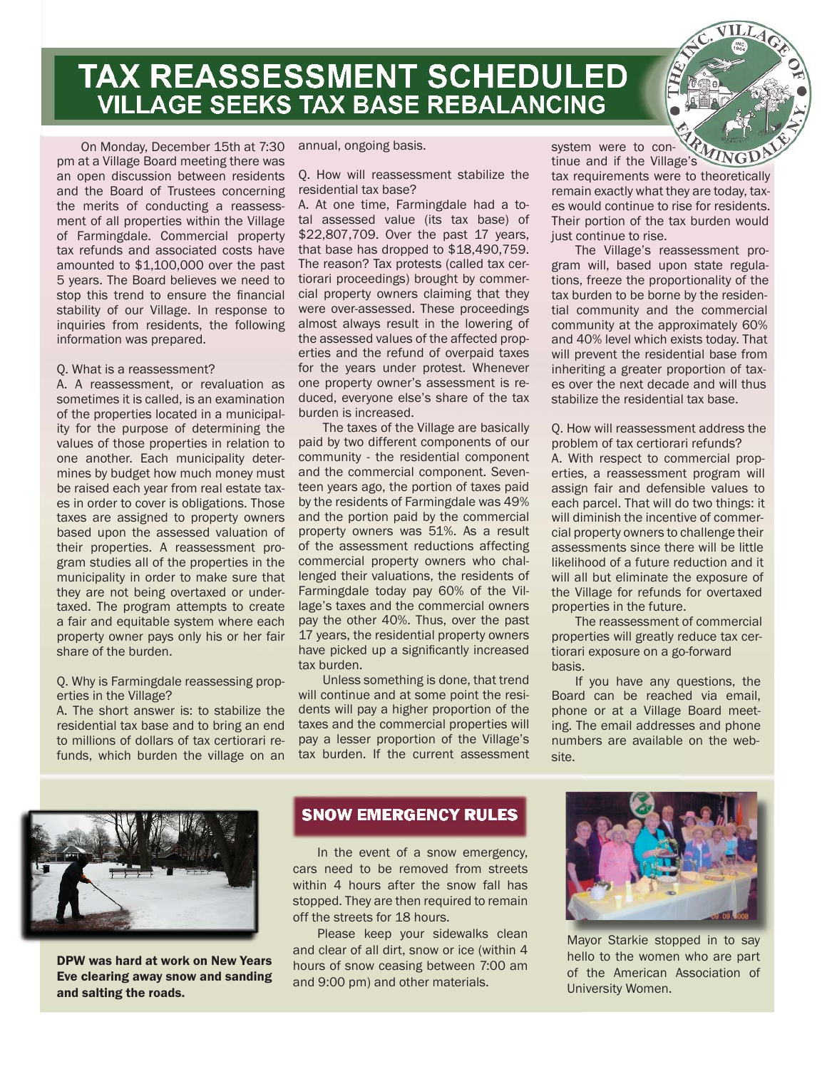# TAX REASSESSMENT SCHEDULED

## VILLAGE SEEKS TAX BASE REBALANCING

On Monday, December 15th at 7:30 pm at a Village Board meeting there was an open discussion between residents and the Board of Trustees concerning the merits of conducting a reassessment of all properties within the Village of Farmingdale. Commercial property tax refunds and associated costs have amounted to $1,100,000 over the past 5 years. The Board believes we need to stop this trend to ensure the financial stability of our Village. In response to inquiries from residents, the following information was prepared.

Q. What is a reassessment?

A. A reassessment, or revaluation as sometimes it is called, is an examination of the properties located in a municipality for the purpose of determining the values of those properties in relation to one another. Each municipality determines by budget how much money must be raised each year from real estate taxes in order to cover is obligations. Those taxes are assigned to property owners based upon the assessed valuation of their properties. A reassessment program studies all of the properties in the municipality in order to make sure that they are not being overtaxed or undertaxed. The program attempts to create a fair and equitable system where each property owner pays only his or her fair share of the burden.

Q. Why is Farmingdale reassessing properties in the Village?

A. The short answer is: to stabilize the residential tax base and to bring an end to millions of dollars of tax certiorari refunds, which burden the village on an annual, ongoing basis.

Q. How will reassessment stabilize the residential tax base?

A. At one time, Farmingdale had a total assessed value (its tax base) of $22,807,709. Over the past 17 years, that base has dropped to $18,490,759. The reason? Tax protests (called tax certiorari proceedings) brought by commercial property owners claiming that they were over-assessed. These proceedings almost always result in the lowering of the assessed values of the affected properties and the refund of overpaid taxes for the years under protest. Whenever one property owner's assessment is reduced, everyone else's share of the tax burden is increased.

The taxes of the Village are basically paid by two different components of our community - the residential component and the commercial component. Seventeen years ago, the portion of taxes paid by the residents of Farmingdale was 49% and the portion paid by the commercial property owners was 51%. As a result of the assessment reductions affecting commercial property owners who challenged their valuations, the residents of Farmingdale today pay 60% of the Village's taxes and the commercial owners pay the other 40%. Thus, over the past 17 years, the residential property owners have picked up a significantly increased tax burden.

Unless something is done, that trend will continue and at some point the residents will pay a higher proportion of the taxes and the commercial properties will pay a lesser proportion of the Village's tax burden. If the current assessment system were to continue and if the Village's tax requirements were to theoretically remain exactly what they are today, taxes would continue to rise for residents. Their portion of the tax burden would just continue to rise.

The Village's reassessment program will, based upon state regulations, freeze the proportionality of the tax burden to be borne by the residential community and the commercial community at the approximately 60% and 40% level which exists today. That will prevent the residential base from inheriting a greater proportion of taxes over the next decade and will thus stabilize the residential tax base.

Q. How will reassessment address the problem of tax certiorari refunds?

A. With respect to commercial properties, a reassessment program will assign fair and defensible values to each parcel. That will do two things: it will diminish the incentive of commercial property owners to challenge their assessments since there will be little likelihood of a future reduction and it will all but eliminate the exposure of the Village for refunds for overtaxed properties in the future.

The reassessment of commercial properties will greatly reduce tax certiorari exposure on a go-forward basis.

If you have any questions, the Board can be reached via email, phone or at a Village Board meeting. The email addresses and phone numbers are available on the website.

**DPW was hard at work on New Years Eve clearing away snow and sanding and salting the roads.**

## SNOW EMERGENCY RULES

In the event of a snow emergency, cars need to be removed from streets within 4 hours after the snow fall has stopped. They are then required to remain off the streets for 18 hours.

Please keep your sidewalks clean and clear of all dirt, snow or ice (within 4 hours of snow ceasing between 7:00 am and 9:00 pm) and other materials.

Mayor Starkie stopped in to say hello to the women who are part of the American Association of University Women.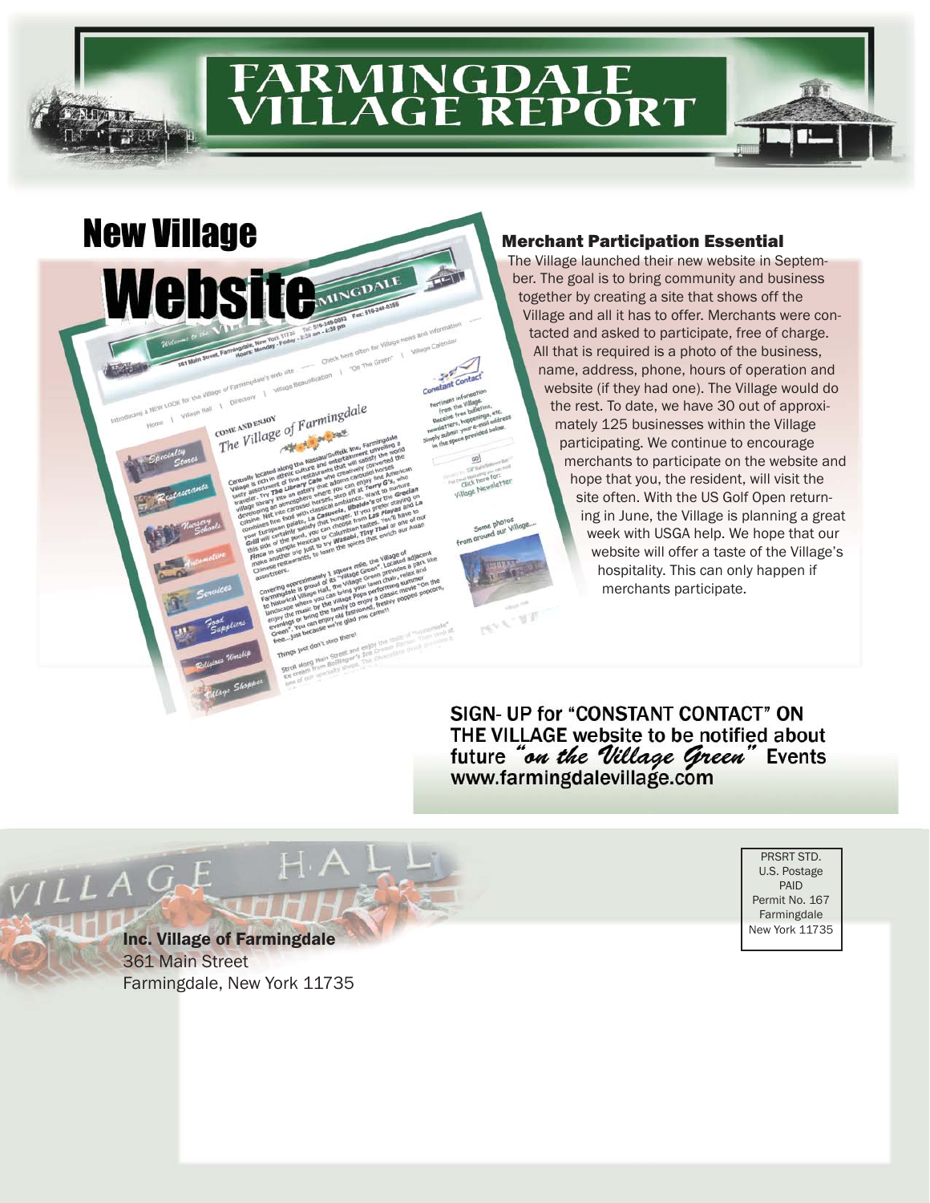# FARMINGDALE VILLAGE REPORT

## New Village Website

### Merchant Participation Essential

The Village launched their new website in September. The goal is to bring community and business together by creating a site that shows off the Village and all it has to offer. Merchants were contacted and asked to participate, free of charge. All that is required is a photo of the business, name, address, phone, hours of operation and website (if they had one). The Village would do the rest. To date, we have 30 out of approximately 125 businesses within the Village participating. We continue to encourage merchants to participate on the website and hope that you, the resident, will visit the site often. With the US Golf Open returning in June, the Village is planning a great week with USGA help. We hope that our website will offer a taste of the Village's hospitality. This can only happen if merchants participate.

**SIGN- UP for "CONSTANT CONTACT" ON THE VILLAGE website to be notified about future *"on the Village Green"* Events**
**www.farmingdalevillage.com**

**Inc. Village of Farmingdale**
361 Main Street
Farmingdale, New York 11735

PRSRT STD.
U.S. Postage
PAID
Permit No. 167
Farmingdale
New York 11735